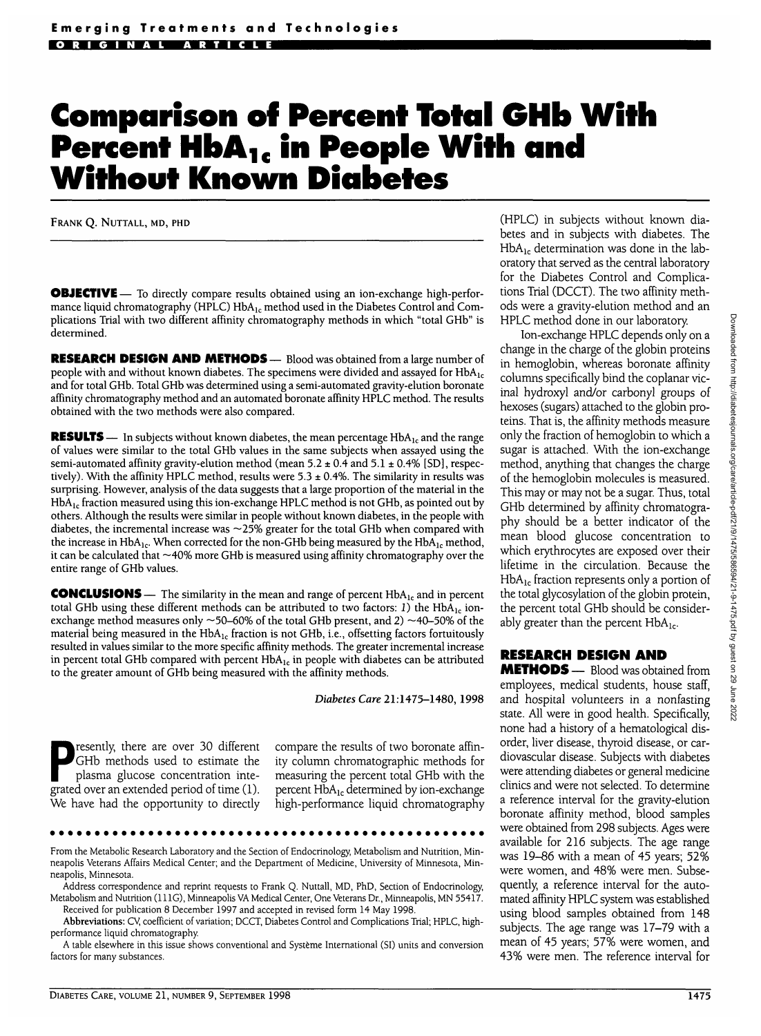Emerging Treatments and Technologies

ORIGINAL ARTICLE

# Comparison of Percent Total GHb With Percent $HbA_{1c}$ in People With and Without Known Diabetes

FRANK Q. NUTTALL, MD, PHD

**OBJECTIVE** — To directly compare results obtained using an ion-exchange high-performance liquid chromatography (HPLC) $HbA_{1c}$ method used in the Diabetes Control and Complications Trial with two different affinity chromatography methods in which "total GHb" is determined.

**RESEARCH DESIGN AND METHODS** — Blood was obtained from a large number of people with and without known diabetes. The specimens were divided and assayed for $HbA_{1c}$ and for total GHb. Total GHb was determined using a semi-automated gravity-elution boronate affinity chromatography method and an automated boronate affinity HPLC method. The results obtained with the two methods were also compared.

**RESULTS** — In subjects without known diabetes, the mean percentage $HbA_{1c}$ and the range of values were similar to the total GHb values in the same subjects when assayed using the semi-automated affinity gravity-elution method (mean $5.2 \pm 0.4$ and $5.1 \pm 0.4\%$ [SD], respectively). With the affinity HPLC method, results were $5.3 \pm 0.4\%$. The similarity in results was surprising. However, analysis of the data suggests that a large proportion of the material in the $HbA_{1c}$ fraction measured using this ion-exchange HPLC method is not GHb, as pointed out by others. Although the results were similar in people without known diabetes, in the people with diabetes, the incremental increase was ~25% greater for the total GHb when compared with the increase in $HbA_{1c}$. When corrected for the non-GHb being measured by the $HbA_{1c}$ method, it can be calculated that ~40% more GHb is measured using affinity chromatography over the entire range of GHb values.

**CONCLUSIONS** — The similarity in the mean and range of percent $HbA_{1c}$ and in percent total GHb using these different methods can be attributed to two factors: *1*) the $HbA_{1c}$ ion-exchange method measures only ~50–60% of the total GHb present, and *2*) ~40–50% of the material being measured in the $HbA_{1c}$ fraction is not GHb, i.e., offsetting factors fortuitously resulted in values similar to the more specific affinity methods. The greater incremental increase in percent total GHb compared with percent $HbA_{1c}$ in people with diabetes can be attributed to the greater amount of GHb being measured with the affinity methods.

*Diabetes Care* 21:1475–1480, 1998

Presently, there are over 30 different GHb methods used to estimate the plasma glucose concentration integrated over an extended period of time (1). We have had the opportunity to directly compare the results of two boronate affinity column chromatographic methods for measuring the percent total GHb with the percent $HbA_{1c}$ determined by ion-exchange high-performance liquid chromatography (HPLC) in subjects without known diabetes and in subjects with diabetes. The $HbA_{1c}$ determination was done in the laboratory that served as the central laboratory for the Diabetes Control and Complications Trial (DCCT). The two affinity methods were a gravity-elution method and an HPLC method done in our laboratory.

Ion-exchange HPLC depends only on a change in the charge of the globin proteins in hemoglobin, whereas boronate affinity columns specifically bind the coplanar vicinal hydroxyl and/or carbonyl groups of hexoses (sugars) attached to the globin proteins. That is, the affinity methods measure only the fraction of hemoglobin to which a sugar is attached. With the ion-exchange method, anything that changes the charge of the hemoglobin molecules is measured. This may or may not be a sugar. Thus, total GHb determined by affinity chromatography should be a better indicator of the mean blood glucose concentration to which erythrocytes are exposed over their lifetime in the circulation. Because the $HbA_{1c}$ fraction represents only a portion of the total glycosylation of the globin protein, the percent total GHb should be considerably greater than the percent $HbA_{1c}$.

## RESEARCH DESIGN AND METHODS

Blood was obtained from employees, medical students, house staff, and hospital volunteers in a nonfasting state. All were in good health. Specifically, none had a history of a hematological disorder, liver disease, thyroid disease, or cardiovascular disease. Subjects with diabetes were attending diabetes or general medicine clinics and were not selected. To determine a reference interval for the gravity-elution boronate affinity method, blood samples were obtained from 298 subjects. Ages were available for 216 subjects. The age range was 19–86 with a mean of 45 years; 52% were women, and 48% were men. Subsequently, a reference interval for the automated affinity HPLC system was established using blood samples obtained from 148 subjects. The age range was 17–79 with a mean of 45 years; 57% were women, and 43% were men. The reference interval for

From the Metabolic Research Laboratory and the Section of Endocrinology, Metabolism and Nutrition, Minneapolis Veterans Affairs Medical Center; and the Department of Medicine, University of Minnesota, Minneapolis, Minnesota.

Address correspondence and reprint requests to Frank Q. Nuttall, MD, PhD, Section of Endocrinology, Metabolism and Nutrition (111G), Minneapolis VA Medical Center, One Veterans Dr., Minneapolis, MN 55417.

Received for publication 8 December 1997 and accepted in revised form 14 May 1998.

**Abbreviations:** CV, coefficient of variation; DCCT, Diabetes Control and Complications Trial; HPLC, high-performance liquid chromatography.

A table elsewhere in this issue shows conventional and Système International (SI) units and conversion factors for many substances.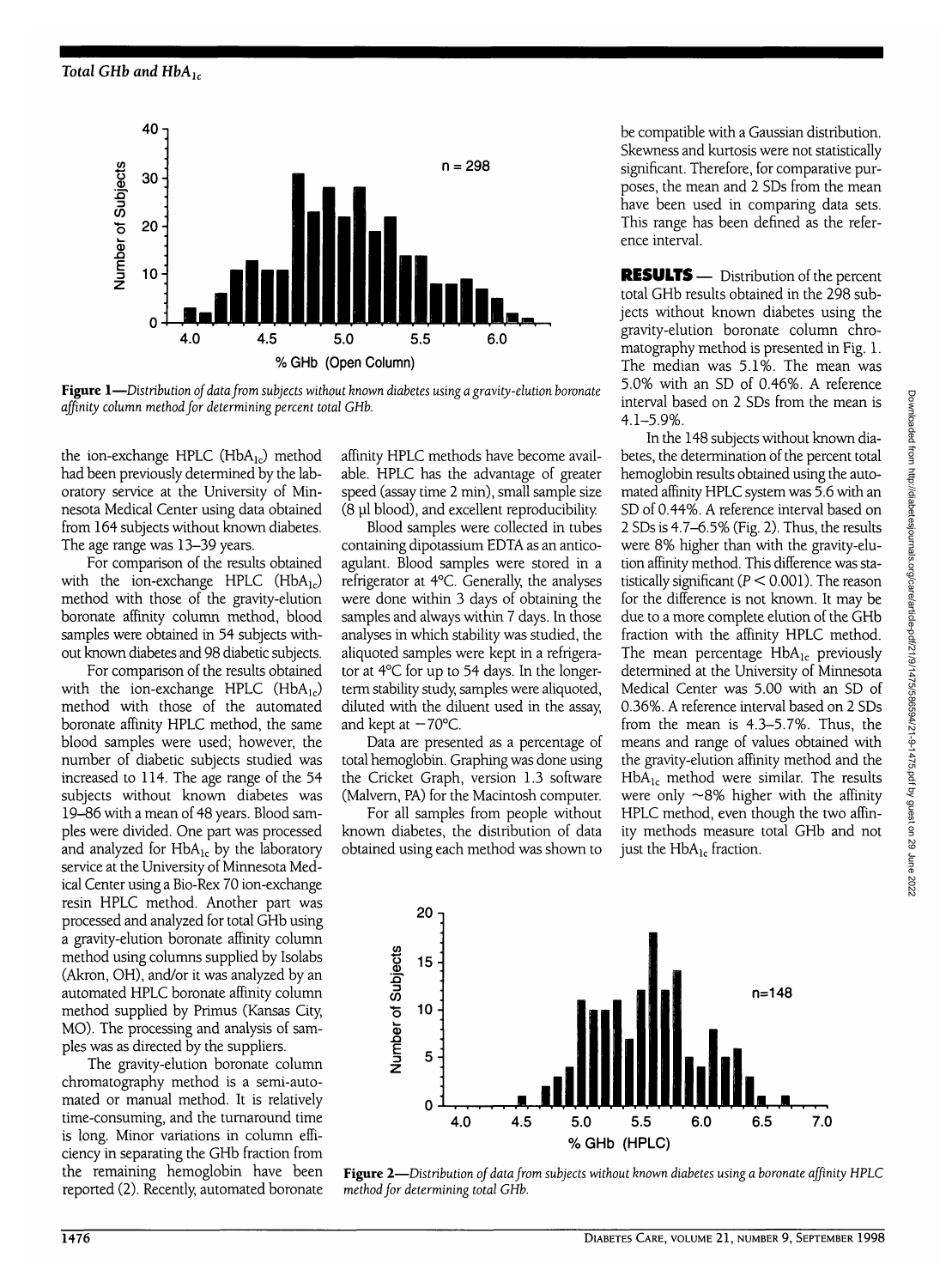the ion-exchange HPLC ($HbA_{1c}$) method had been previously determined by the laboratory service at the University of Minnesota Medical Center using data obtained from 164 subjects without known diabetes. The age range was 13–39 years.

For comparison of the results obtained with the ion-exchange HPLC ($HbA_{1c}$) method with those of the gravity-elution boronate affinity column method, blood samples were obtained in 54 subjects without known diabetes and 98 diabetic subjects.

For comparison of the results obtained with the ion-exchange HPLC ($HbA_{1c}$) method with those of the automated boronate affinity HPLC method, the same blood samples were used; however, the number of diabetic subjects studied was increased to 114. The age range of the 54 subjects without known diabetes was 19–86 with a mean of 48 years. Blood samples were divided. One part was processed and analyzed for $HbA_{1c}$ by the laboratory service at the University of Minnesota Medical Center using a Bio-Rex 70 ion-exchange resin HPLC method. Another part was processed and analyzed for total GHb using a gravity-elution boronate affinity column method using columns supplied by Isolabs (Akron, OH), and/or it was analyzed by an automated HPLC boronate affinity column method supplied by Primus (Kansas City, MO). The processing and analysis of samples was as directed by the suppliers.

The gravity-elution boronate column chromatography method is a semi-automated or manual method. It is relatively time-consuming, and the turnaround time is long. Minor variations in column efficiency in separating the GHb fraction from the remaining hemoglobin have been reported (2). Recently, automated boronate affinity HPLC methods have become available. HPLC has the advantage of greater speed (assay time 2 min), small sample size (8 μl blood), and excellent reproducibility.

Blood samples were collected in tubes containing dipotassium EDTA as an anticoagulant. Blood samples were stored in a refrigerator at 4°C. Generally, the analyses were done within 3 days of obtaining the samples and always within 7 days. In those analyses in which stability was studied, the aliquoted samples were kept in a refrigerator at 4°C for up to 54 days. In the longer-term stability study, samples were aliquoted, diluted with the diluent used in the assay, and kept at −70°C.

Data are presented as a percentage of total hemoglobin. Graphing was done using the Cricket Graph, version 1.3 software (Malvern, PA) for the Macintosh computer.

For all samples from people without known diabetes, the distribution of data obtained using each method was shown to be compatible with a Gaussian distribution. Skewness and kurtosis were not statistically significant. Therefore, for comparative purposes, the mean and 2 SDs from the mean have been used in comparing data sets. This range has been defined as the reference interval.

**Figure 1**—*Distribution of data from subjects without known diabetes using a gravity-elution boronate affinity column method for determining percent total GHb.*

**RESULTS** — Distribution of the percent total GHb results obtained in the 298 subjects without known diabetes using the gravity-elution boronate column chromatography method is presented in Fig. 1. The median was 5.1%. The mean was 5.0% with an SD of 0.46%. A reference interval based on 2 SDs from the mean is 4.1–5.9%.

In the 148 subjects without known diabetes, the determination of the percent total hemoglobin results obtained using the automated affinity HPLC system was 5.6 with an SD of 0.44%. A reference interval based on 2 SDs is 4.7–6.5% (Fig. 2). Thus, the results were 8% higher than with the gravity-elution affinity method. This difference was statistically significant ($P < 0.001$). The reason for the difference is not known. It may be due to a more complete elution of the GHb fraction with the affinity HPLC method. The mean percentage $HbA_{1c}$ previously determined at the University of Minnesota Medical Center was 5.00 with an SD of 0.36%. A reference interval based on 2 SDs from the mean is 4.3–5.7%. Thus, the means and range of values obtained with the gravity-elution affinity method and the $HbA_{1c}$ method were similar. The results were only ~8% higher with the affinity HPLC method, even though the two affinity methods measure total GHb and not just the $HbA_{1c}$ fraction.

**Figure 2**—*Distribution of data from subjects without known diabetes using a boronate affinity HPLC method for determining total GHb.*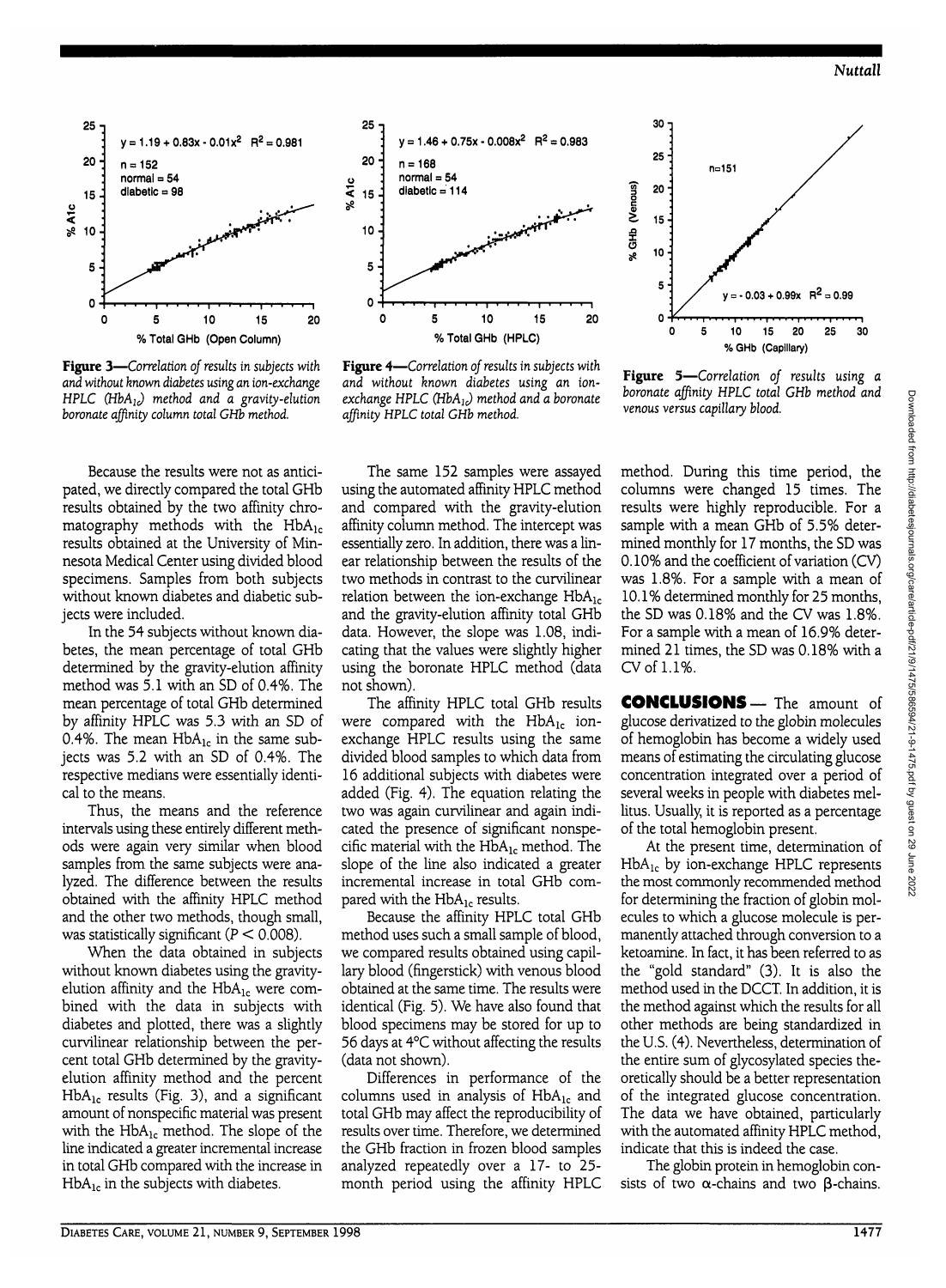**Figure 3**—*Correlation of results in subjects with and without known diabetes using an ion-exchange HPLC ($HbA_{1c}$) method and a gravity-elution boronate affinity column total GHb method.*

**Figure 4**—*Correlation of results in subjects with and without known diabetes using an ion-exchange HPLC ($HbA_{1c}$) method and a boronate affinity HPLC total GHb method.*

**Figure 5**—*Correlation of results using a boronate affinity HPLC total GHb method and venous versus capillary blood.*

Because the results were not as anticipated, we directly compared the total GHb results obtained by the two affinity chromatography methods with the $HbA_{1c}$ results obtained at the University of Minnesota Medical Center using divided blood specimens. Samples from both subjects without known diabetes and diabetic subjects were included.

In the 54 subjects without known diabetes, the mean percentage of total GHb determined by the gravity-elution affinity method was 5.1 with an SD of 0.4%. The mean percentage of total GHb determined by affinity HPLC was 5.3 with an SD of 0.4%. The mean $HbA_{1c}$ in the same subjects was 5.2 with an SD of 0.4%. The respective medians were essentially identical to the means.

Thus, the means and the reference intervals using these entirely different methods were again very similar when blood samples from the same subjects were analyzed. The difference between the results obtained with the affinity HPLC method and the other two methods, though small, was statistically significant ($P < 0.008$).

When the data obtained in subjects without known diabetes using the gravity-elution affinity and the $HbA_{1c}$ were combined with the data in subjects with diabetes and plotted, there was a slightly curvilinear relationship between the percent total GHb determined by the gravity-elution affinity method and the percent $HbA_{1c}$ results (Fig. 3), and a significant amount of nonspecific material was present with the $HbA_{1c}$ method. The slope of the line indicated a greater incremental increase in total GHb compared with the increase in $HbA_{1c}$ in the subjects with diabetes.

The same 152 samples were assayed using the automated affinity HPLC method and compared with the gravity-elution affinity column method. The intercept was essentially zero. In addition, there was a linear relationship between the results of the two methods in contrast to the curvilinear relation between the ion-exchange $HbA_{1c}$ and the gravity-elution affinity total GHb data. However, the slope was 1.08, indicating that the values were slightly higher using the boronate HPLC method (data not shown).

The affinity HPLC total GHb results were compared with the $HbA_{1c}$ ion-exchange HPLC results using the same divided blood samples to which data from 16 additional subjects with diabetes were added (Fig. 4). The equation relating the two was again curvilinear and again indicated the presence of significant nonspecific material with the $HbA_{1c}$ method. The slope of the line also indicated a greater incremental increase in total GHb compared with the $HbA_{1c}$ results.

Because the affinity HPLC total GHb method uses such a small sample of blood, we compared results obtained using capillary blood (fingerstick) with venous blood obtained at the same time. The results were identical (Fig. 5). We have also found that blood specimens may be stored for up to 56 days at 4°C without affecting the results (data not shown).

Differences in performance of the columns used in analysis of $HbA_{1c}$ and total GHb may affect the reproducibility of results over time. Therefore, we determined the GHb fraction in frozen blood samples analyzed repeatedly over a 17- to 25-month period using the affinity HPLC method. During this time period, the columns were changed 15 times. The results were highly reproducible. For a sample with a mean GHb of 5.5% determined monthly for 17 months, the SD was 0.10% and the coefficient of variation (CV) was 1.8%. For a sample with a mean of 10.1% determined monthly for 25 months, the SD was 0.18% and the CV was 1.8%. For a sample with a mean of 16.9% determined 21 times, the SD was 0.18% with a CV of 1.1%.

## CONCLUSIONS

The amount of glucose derivatized to the globin molecules of hemoglobin has become a widely used means of estimating the circulating glucose concentration integrated over a period of several weeks in people with diabetes mellitus. Usually, it is reported as a percentage of the total hemoglobin present.

At the present time, determination of $HbA_{1c}$ by ion-exchange HPLC represents the most commonly recommended method for determining the fraction of globin molecules to which a glucose molecule is permanently attached through conversion to a ketoamine. In fact, it has been referred to as the "gold standard" (3). It is also the method used in the DCCT. In addition, it is the method against which the results for all other methods are being standardized in the U.S. (4). Nevertheless, determination of the entire sum of glycosylated species theoretically should be a better representation of the integrated glucose concentration. The data we have obtained, particularly with the automated affinity HPLC method, indicate that this is indeed the case.

The globin protein in hemoglobin consists of two α-chains and two β-chains.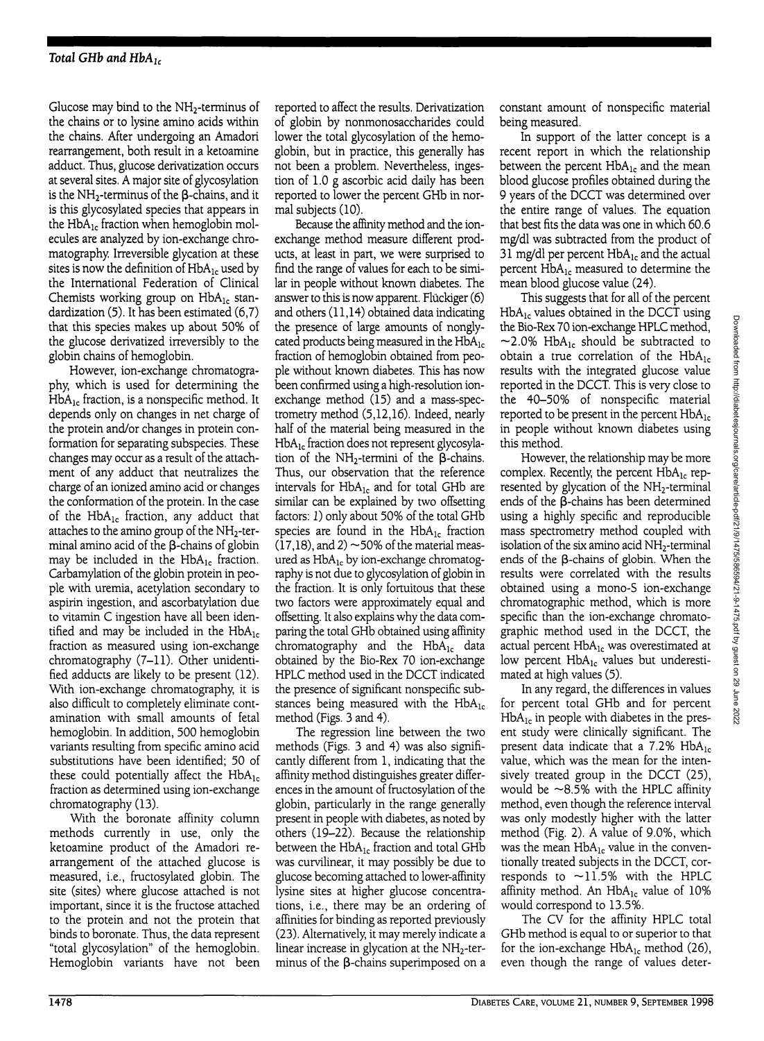Glucose may bind to the $NH_2$-terminus of the chains or to lysine amino acids within the chains. After undergoing an Amadori rearrangement, both result in a ketoamine adduct. Thus, glucose derivatization occurs at several sites. A major site of glycosylation is the $NH_2$-terminus of the β-chains, and it is this glycosylated species that appears in the $HbA_{1c}$ fraction when hemoglobin molecules are analyzed by ion-exchange chromatography. Irreversible glycation at these sites is now the definition of $HbA_{1c}$ used by the International Federation of Clinical Chemists working group on $HbA_{1c}$ standardization (5). It has been estimated (6,7) that this species makes up about 50% of the glucose derivatized irreversibly to the globin chains of hemoglobin.

However, ion-exchange chromatography, which is used for determining the $HbA_{1c}$ fraction, is a nonspecific method. It depends only on changes in net charge of the protein and/or changes in protein conformation for separating subspecies. These changes may occur as a result of the attachment of any adduct that neutralizes the charge of an ionized amino acid or changes the conformation of the protein. In the case of the $HbA_{1c}$ fraction, any adduct that attaches to the amino group of the $NH_2$-terminal amino acid of the β-chains of globin may be included in the $HbA_{1c}$ fraction. Carbamylation of the globin protein in people with uremia, acetylation secondary to aspirin ingestion, and ascorbatylation due to vitamin C ingestion have all been identified and may be included in the $HbA_{1c}$ fraction as measured using ion-exchange chromatography (7–11). Other unidentified adducts are likely to be present (12). With ion-exchange chromatography, it is also difficult to completely eliminate contamination with small amounts of fetal hemoglobin. In addition, 500 hemoglobin variants resulting from specific amino acid substitutions have been identified; 50 of these could potentially affect the $HbA_{1c}$ fraction as determined using ion-exchange chromatography (13).

With the boronate affinity column methods currently in use, only the ketoamine product of the Amadori rearrangement of the attached glucose is measured, i.e., fructosylated globin. The site (sites) where glucose attached is not important, since it is the fructose attached to the protein and not the protein that binds to boronate. Thus, the data represent "total glycosylation" of the hemoglobin. Hemoglobin variants have not been reported to affect the results. Derivatization of globin by nonmonosaccharides could lower the total glycosylation of the hemoglobin, but in practice, this generally has not been a problem. Nevertheless, ingestion of 1.0 g ascorbic acid daily has been reported to lower the percent GHb in normal subjects (10).

Because the affinity method and the ion-exchange method measure different products, at least in part, we were surprised to find the range of values for each to be similar in people without known diabetes. The answer to this is now apparent. Flückiger (6) and others (11,14) obtained data indicating the presence of large amounts of nonglycated products being measured in the $HbA_{1c}$ fraction of hemoglobin obtained from people without known diabetes. This has now been confirmed using a high-resolution ion-exchange method (15) and a mass-spectrometry method (5,12,16). Indeed, nearly half of the material being measured in the $HbA_{1c}$ fraction does not represent glycosylation of the $NH_2$-termini of the β-chains. Thus, our observation that the reference intervals for $HbA_{1c}$ and for total GHb are similar can be explained by two offsetting factors: *1*) only about 50% of the total GHb species are found in the $HbA_{1c}$ fraction (17,18), and *2*) ~50% of the material measured as $HbA_{1c}$ by ion-exchange chromatography is not due to glycosylation of globin in the fraction. It is only fortuitous that these two factors were approximately equal and offsetting. It also explains why the data comparing the total GHb obtained using affinity chromatography and the $HbA_{1c}$ data obtained by the Bio-Rex 70 ion-exchange HPLC method used in the DCCT indicated the presence of significant nonspecific substances being measured with the $HbA_{1c}$ method (Figs. 3 and 4).

The regression line between the two methods (Figs. 3 and 4) was also significantly different from 1, indicating that the affinity method distinguishes greater differences in the amount of fructosylation of the globin, particularly in the range generally present in people with diabetes, as noted by others (19–22). Because the relationship between the $HbA_{1c}$ fraction and total GHb was curvilinear, it may possibly be due to glucose becoming attached to lower-affinity lysine sites at higher glucose concentrations, i.e., there may be an ordering of affinities for binding as reported previously (23). Alternatively, it may merely indicate a linear increase in glycation at the $NH_2$-terminus of the β-chains superimposed on a constant amount of nonspecific material being measured.

In support of the latter concept is a recent report in which the relationship between the percent $HbA_{1c}$ and the mean blood glucose profiles obtained during the 9 years of the DCCT was determined over the entire range of values. The equation that best fits the data was one in which 60.6 mg/dl was subtracted from the product of 31 mg/dl per percent $HbA_{1c}$ and the actual percent $HbA_{1c}$ measured to determine the mean blood glucose value (24).

This suggests that for all of the percent $HbA_{1c}$ values obtained in the DCCT using the Bio-Rex 70 ion-exchange HPLC method, ~2.0% $HbA_{1c}$ should be subtracted to obtain a true correlation of the $HbA_{1c}$ results with the integrated glucose value reported in the DCCT. This is very close to the 40–50% of nonspecific material reported to be present in the percent $HbA_{1c}$ in people without known diabetes using this method.

However, the relationship may be more complex. Recently, the percent $HbA_{1c}$ represented by glycation of the $NH_2$-terminal ends of the β-chains has been determined using a highly specific and reproducible mass spectrometry method coupled with isolation of the six amino acid $NH_2$-terminal ends of the β-chains of globin. When the results were correlated with the results obtained using a mono-S ion-exchange chromatographic method, which is more specific than the ion-exchange chromatographic method used in the DCCT, the actual percent $HbA_{1c}$ was overestimated at low percent $HbA_{1c}$ values but underestimated at high values (5).

In any regard, the differences in values for percent total GHb and for percent $HbA_{1c}$ in people with diabetes in the present study were clinically significant. The present data indicate that a 7.2% $HbA_{1c}$ value, which was the mean for the intensively treated group in the DCCT (25), would be ~8.5% with the HPLC affinity method, even though the reference interval was only modestly higher with the latter method (Fig. 2). A value of 9.0%, which was the mean $HbA_{1c}$ value in the conventionally treated subjects in the DCCT, corresponds to ~11.5% with the HPLC affinity method. An $HbA_{1c}$ value of 10% would correspond to 13.5%.

The CV for the affinity HPLC total GHb method is equal to or superior to that for the ion-exchange $HbA_{1c}$ method (26), even though the range of values deter-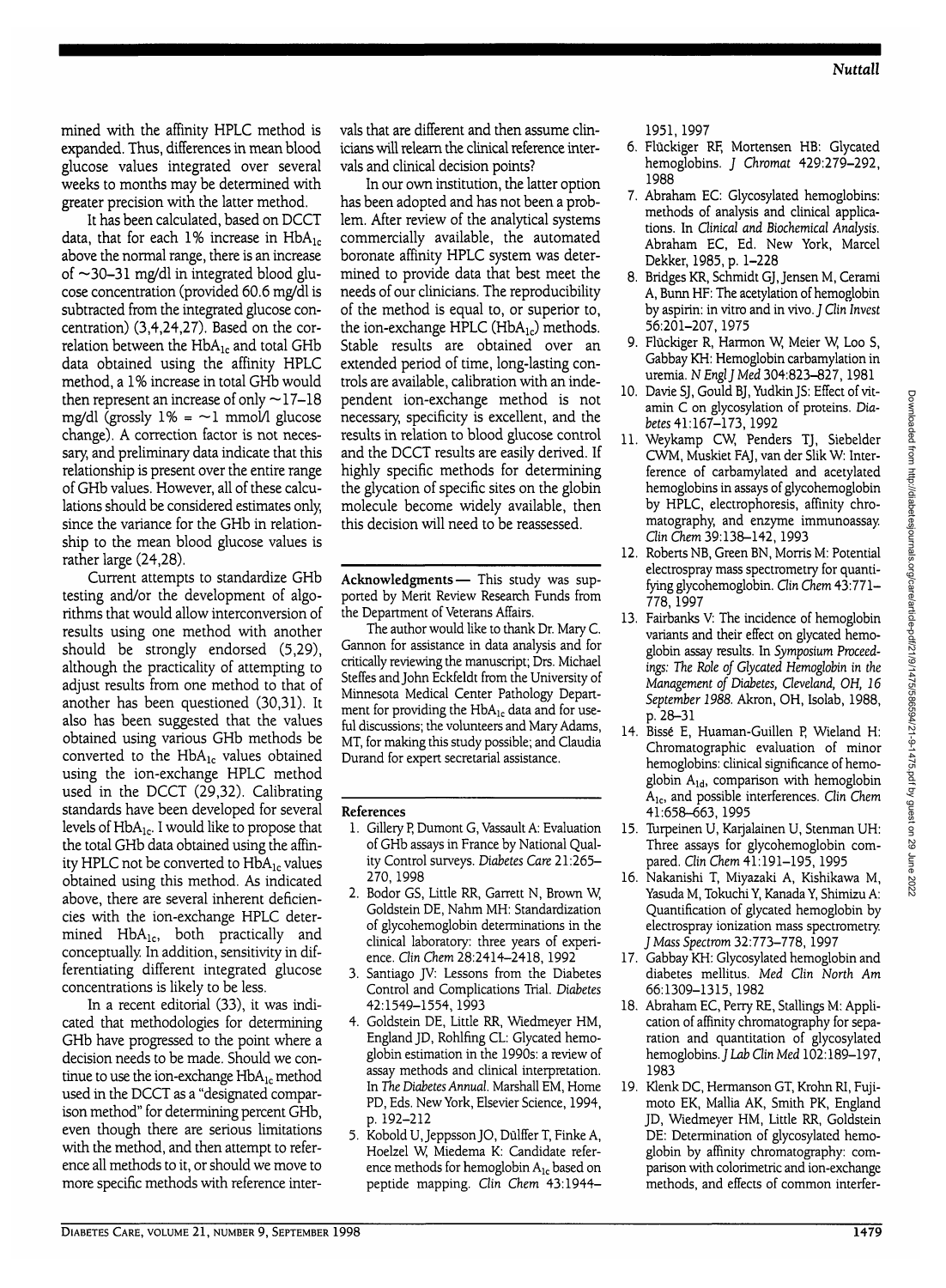mined with the affinity HPLC method is expanded. Thus, differences in mean blood glucose values integrated over several weeks to months may be determined with greater precision with the latter method.

It has been calculated, based on DCCT data, that for each 1% increase in $HbA_{1c}$ above the normal range, there is an increase of ~30–31 mg/dl in integrated blood glucose concentration (provided 60.6 mg/dl is subtracted from the integrated glucose concentration) (3,4,24,27). Based on the correlation between the $HbA_{1c}$ and total GHb data obtained using the affinity HPLC method, a 1% increase in total GHb would then represent an increase of only ~17–18 mg/dl (grossly 1% = ~1 mmol/l glucose change). A correction factor is not necessary, and preliminary data indicate that this relationship is present over the entire range of GHb values. However, all of these calculations should be considered estimates only, since the variance for the GHb in relationship to the mean blood glucose values is rather large (24,28).

Current attempts to standardize GHb testing and/or the development of algorithms that would allow interconversion of results using one method with another should be strongly endorsed (5,29), although the practicality of attempting to adjust results from one method to that of another has been questioned (30,31). It also has been suggested that the values obtained using various GHb methods be converted to the $HbA_{1c}$ values obtained using the ion-exchange HPLC method used in the DCCT (29,32). Calibrating standards have been developed for several levels of $HbA_{1c}$. I would like to propose that the total GHb data obtained using the affinity HPLC not be converted to $HbA_{1c}$ values obtained using this method. As indicated above, there are several inherent deficiencies with the ion-exchange HPLC determined $HbA_{1c}$, both practically and conceptually. In addition, sensitivity in differentiating different integrated glucose concentrations is likely to be less.

In a recent editorial (33), it was indicated that methodologies for determining GHb have progressed to the point where a decision needs to be made. Should we continue to use the ion-exchange $HbA_{1c}$ method used in the DCCT as a "designated comparison method" for determining percent GHb, even though there are serious limitations with the method, and then attempt to reference all methods to it, or should we move to more specific methods with reference intervals that are different and then assume clinicians will relearn the clinical reference intervals and clinical decision points?

In our own institution, the latter option has been adopted and has not been a problem. After review of the analytical systems commercially available, the automated boronate affinity HPLC system was determined to provide data that best meet the needs of our clinicians. The reproducibility of the method is equal to, or superior to, the ion-exchange HPLC ($HbA_{1c}$) methods. Stable results are obtained over an extended period of time, long-lasting controls are available, calibration with an independent ion-exchange method is not necessary, specificity is excellent, and the results in relation to blood glucose control and the DCCT results are easily derived. If highly specific methods for determining the glycation of specific sites on the globin molecule become widely available, then this decision will need to be reassessed.

**Acknowledgments**— This study was supported by Merit Review Research Funds from the Department of Veterans Affairs.

The author would like to thank Dr. Mary C. Gannon for assistance in data analysis and for critically reviewing the manuscript; Drs. Michael Steffes and John Eckfeldt from the University of Minnesota Medical Center Pathology Department for providing the $HbA_{1c}$ data and for useful discussions; the volunteers and Mary Adams, MT, for making this study possible; and Claudia Durand for expert secretarial assistance.

## References

1. Gillery P, Dumont G, Vassault A: Evaluation of GHb assays in France by National Quality Control surveys. *Diabetes Care* 21:265–270, 1998
2. Bodor GS, Little RR, Garrett N, Brown W, Goldstein DE, Nahm MH: Standardization of glycohemoglobin determinations in the clinical laboratory: three years of experience. *Clin Chem* 28:2414–2418, 1992
3. Santiago JV: Lessons from the Diabetes Control and Complications Trial. *Diabetes* 42:1549–1554, 1993
4. Goldstein DE, Little RR, Wiedmeyer HM, England JD, Rohlfing CL: Glycated hemoglobin estimation in the 1990s: a review of assay methods and clinical interpretation. In *The Diabetes Annual*. Marshall EM, Home PD, Eds. New York, Elsevier Science, 1994, p. 192–212
5. Kobold U, Jeppsson JO, Dülffer T, Finke A, Hoelzel W, Miedema K: Candidate reference methods for hemoglobin $A_{1c}$ based on peptide mapping. *Clin Chem* 43:1944–1951, 1997
6. Flückiger RF, Mortensen HB: Glycated hemoglobins. *J Chromat* 429:279–292, 1988
7. Abraham EC: Glycosylated hemoglobins: methods of analysis and clinical applications. In *Clinical and Biochemical Analysis*. Abraham EC, Ed. New York, Marcel Dekker, 1985, p. 1–228
8. Bridges KR, Schmidt GJ, Jensen M, Cerami A, Bunn HF: The acetylation of hemoglobin by aspirin: in vitro and in vivo. *J Clin Invest* 56:201–207, 1975
9. Flückiger R, Harmon W, Meier W, Loo S, Gabbay KH: Hemoglobin carbamylation in uremia. *N Engl J Med* 304:823–827, 1981
10. Davie SJ, Gould BJ, Yudkin JS: Effect of vitamin C on glycosylation of proteins. *Diabetes* 41:167–173, 1992
11. Weykamp CW, Penders TJ, Siebelder CWM, Muskiet FAJ, van der Slik W: Interference of carbamylated and acetylated hemoglobins in assays of glycohemoglobin by HPLC, electrophoresis, affinity chromatography, and enzyme immunoassay. *Clin Chem* 39:138–142, 1993
12. Roberts NB, Green BN, Morris M: Potential electrospray mass spectrometry for quantifying glycohemoglobin. *Clin Chem* 43:771–778, 1997
13. Fairbanks V: The incidence of hemoglobin variants and their effect on glycated hemoglobin assay results. In *Symposium Proceedings: The Role of Glycated Hemoglobin in the Management of Diabetes, Cleveland, OH, 16 September 1988*. Akron, OH, Isolab, 1988, p. 28–31
14. Bissé E, Huaman-Guillen P, Wieland H: Chromatographic evaluation of minor hemoglobins: clinical significance of hemoglobin $A_{1d}$, comparison with hemoglobin $A_{1c}$, and possible interferences. *Clin Chem* 41:658–663, 1995
15. Turpeinen U, Karjalainen U, Stenman UH: Three assays for glycohemoglobin compared. *Clin Chem* 41:191–195, 1995
16. Nakanishi T, Miyazaki A, Kishikawa M, Yasuda M, Tokuchi Y, Kanada Y, Shimizu A: Quantification of glycated hemoglobin by electrospray ionization mass spectrometry. *J Mass Spectrom* 32:773–778, 1997
17. Gabbay KH: Glycosylated hemoglobin and diabetes mellitus. *Med Clin North Am* 66:1309–1315, 1982
18. Abraham EC, Perry RE, Stallings M: Application of affinity chromatography for separation and quantitation of glycosylated hemoglobins. *J Lab Clin Med* 102:189–197, 1983
19. Klenk DC, Hermanson GT, Krohn RI, Fujimoto EK, Mallia AK, Smith PK, England JD, Wiedmeyer HM, Little RR, Goldstein DE: Determination of glycosylated hemoglobin by affinity chromatography: comparison with colorimetric and ion-exchange methods, and effects of common interfer-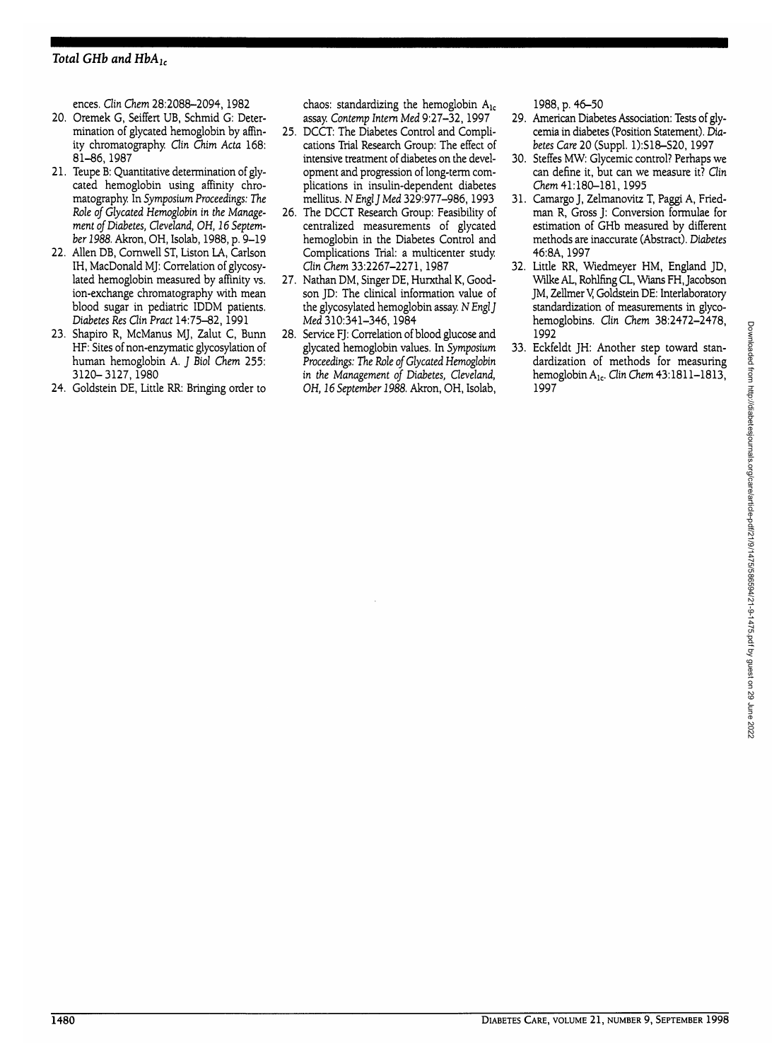ences. *Clin Chem* 28:2088–2094, 1982

20. Oremek G, Seiffert UB, Schmid G: Determination of glycated hemoglobin by affinity chromatography. *Clin Chim Acta* 168: 81–86, 1987
21. Teupe B: Quantitative determination of glycated hemoglobin using affinity chromatography. In *Symposium Proceedings: The Role of Glycated Hemoglobin in the Management of Diabetes, Cleveland, OH, 16 September 1988.* Akron, OH, Isolab, 1988, p. 9–19
22. Allen DB, Cornwell ST, Liston LA, Carlson IH, MacDonald MJ: Correlation of glycosylated hemoglobin measured by affinity vs. ion-exchange chromatography with mean blood sugar in pediatric IDDM patients. *Diabetes Res Clin Pract* 14:75–82, 1991
23. Shapiro R, McManus MJ, Zalut C, Bunn HF: Sites of non-enzymatic glycosylation of human hemoglobin A. *J Biol Chem* 255: 3120–3127, 1980
24. Goldstein DE, Little RR: Bringing order to chaos: standardizing the hemoglobin $A_{1c}$ assay. *Contemp Intern Med* 9:27–32, 1997
25. DCCT: The Diabetes Control and Complications Trial Research Group: The effect of intensive treatment of diabetes on the development and progression of long-term complications in insulin-dependent diabetes mellitus. *N Engl J Med* 329:977–986, 1993
26. The DCCT Research Group: Feasibility of centralized measurements of glycated hemoglobin in the Diabetes Control and Complications Trial: a multicenter study. *Clin Chem* 33:2267–2271, 1987
27. Nathan DM, Singer DE, Hurxthal K, Goodson JD: The clinical information value of the glycosylated hemoglobin assay. *N Engl J Med* 310:341–346, 1984
28. Service FJ: Correlation of blood glucose and glycated hemoglobin values. In *Symposium Proceedings: The Role of Glycated Hemoglobin in the Management of Diabetes, Cleveland, OH, 16 September 1988.* Akron, OH, Isolab, 1988, p. 46–50
29. American Diabetes Association: Tests of glycemia in diabetes (Position Statement). *Diabetes Care* 20 (Suppl. 1):S18–S20, 1997
30. Steffes MW: Glycemic control? Perhaps we can define it, but can we measure it? *Clin Chem* 41:180–181, 1995
31. Camargo J, Zelmanovitz T, Paggi A, Friedman R, Gross J: Conversion formulae for estimation of GHb measured by different methods are inaccurate (Abstract). *Diabetes* 46:8A, 1997
32. Little RR, Wiedmeyer HM, England JD, Wilke AL, Rohlfing CL, Wians FH, Jacobson JM, Zellmer V, Goldstein DE: Interlaboratory standardization of measurements in glycohemoglobins. *Clin Chem* 38:2472–2478, 1992
33. Eckfeldt JH: Another step toward standardization of methods for measuring hemoglobin $A_{1c}$. *Clin Chem* 43:1811–1813, 1997